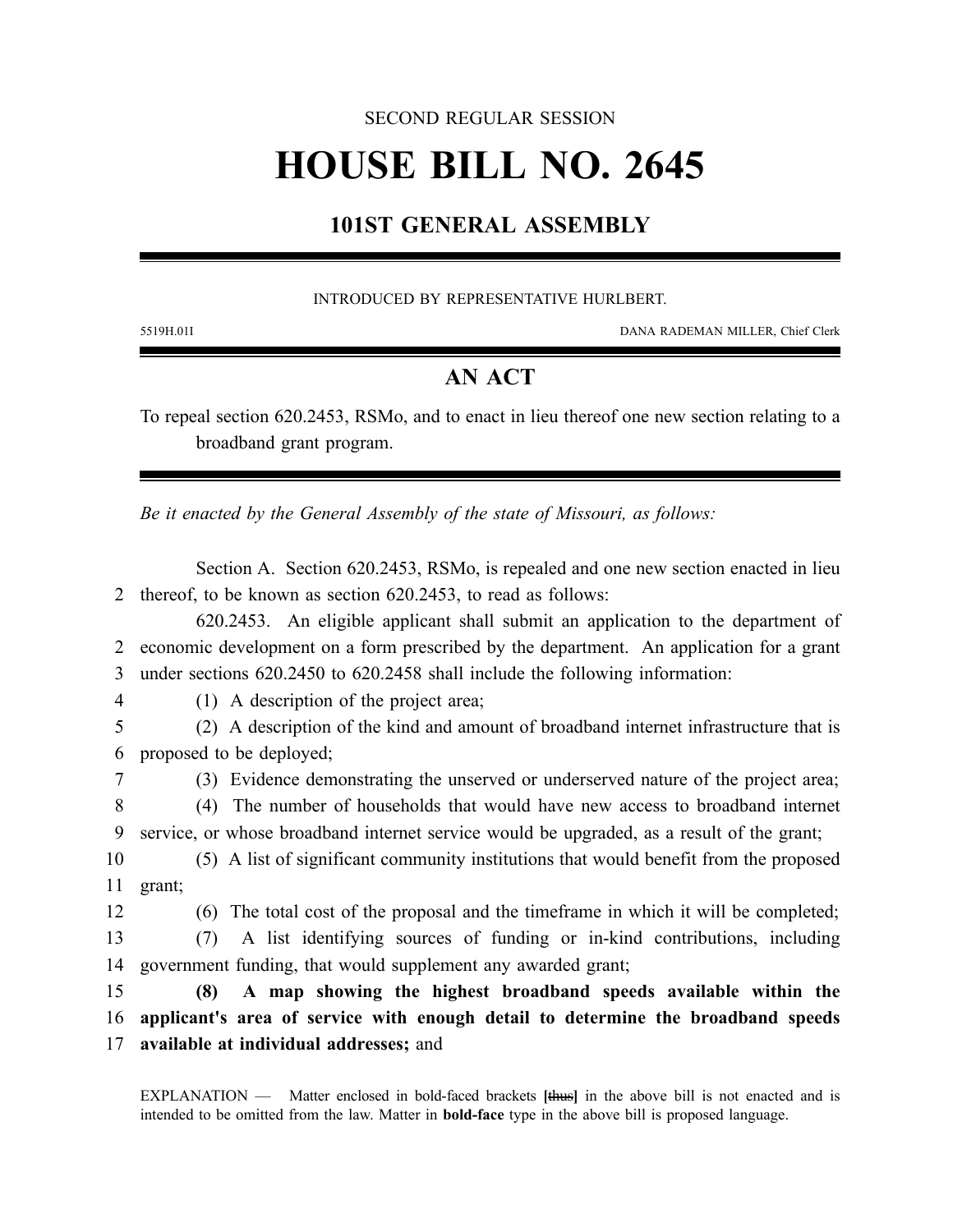SECOND REGULAR SESSION

# HOUSE BILL NO. 2645

## 101ST GENERAL ASSEMBLY

INTRODUCED BY REPRESENTATIVE HURLBERT.

5519H.01I DANA RADEMAN MILLER, Chief Clerk

## AN ACT

To repeal section 620.2453, RSMo, and to enact in lieu thereof one new section relating to a broadband grant program.

*Be it enacted by the General Assembly of the state of Missouri, as follows:*

Section A. Section 620.2453, RSMo, is repealed and one new section enacted in lieu thereof, to be known as section 620.2453, to read as follows:

620.2453. An eligible applicant shall submit an application to the department of economic development on a form prescribed by the department. An application for a grant under sections 620.2450 to 620.2458 shall include the following information:

(1) A description of the project area;

(2) A description of the kind and amount of broadband internet infrastructure that is proposed to be deployed;

(3) Evidence demonstrating the unserved or underserved nature of the project area;

(4) The number of households that would have new access to broadband internet service, or whose broadband internet service would be upgraded, as a result of the grant;

(5) A list of significant community institutions that would benefit from the proposed grant;

(6) The total cost of the proposal and the timeframe in which it will be completed;

(7) A list identifying sources of funding or in-kind contributions, including government funding, that would supplement any awarded grant;

**(8) A map showing the highest broadband speeds available within the applicant's area of service with enough detail to determine the broadband speeds available at individual addresses;** and

EXPLANATION — Matter enclosed in bold-faced brackets **[~~thus~~]** in the above bill is not enacted and is intended to be omitted from the law. Matter in **bold-face** type in the above bill is proposed language.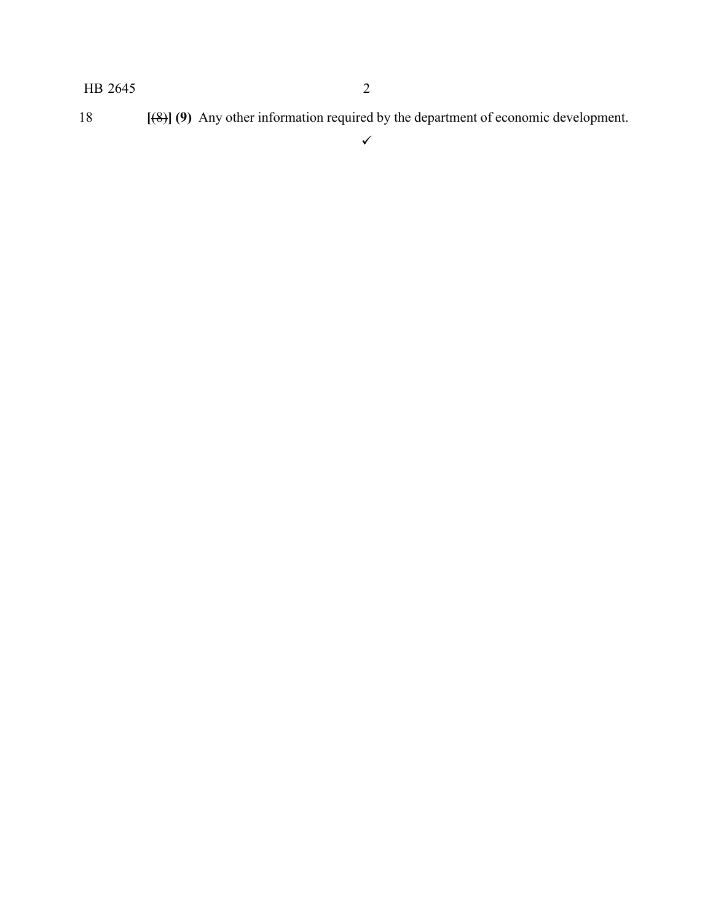[~~(8)~~] **(9)** Any other information required by the department of economic development.

✓